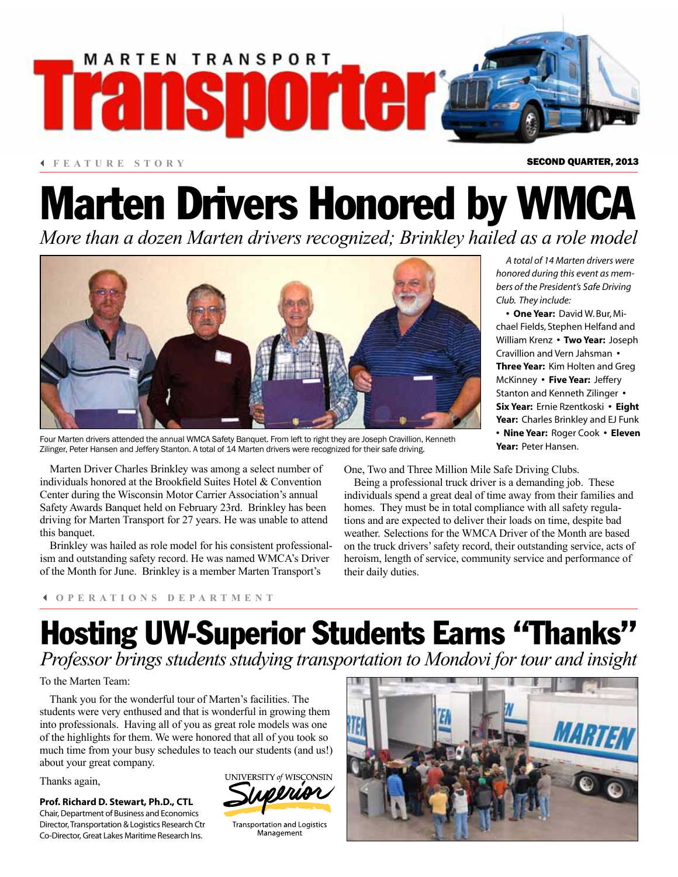MARTEN TRANSPORT

# Transporter

FEATURE STORY

SECOND QUARTER, 2013

## Marten Drivers Honored by WMCA

*More than a dozen Marten drivers recognized; Brinkley hailed as a role model*

Four Marten drivers attended the annual WMCA Safety Banquet. From left to right they are Joseph Cravillion, Kenneth Zilinger, Peter Hansen and Jeffery Stanton. A total of 14 Marten drivers were recognized for their safe driving.

*A total of 14 Marten drivers were honored during this event as members of the President's Safe Driving Club. They include:*

• **One Year:** David W. Bur, Michael Fields, Stephen Helfand and William Krenz • **Two Year:** Joseph Cravillion and Vern Jahsman • **Three Year:** Kim Holten and Greg McKinney • **Five Year:** Jeffery Stanton and Kenneth Zilinger • **Six Year:** Ernie Rzentkoski • **Eight Year:** Charles Brinkley and EJ Funk • **Nine Year:** Roger Cook • **Eleven Year:** Peter Hansen.

Marten Driver Charles Brinkley was among a select number of individuals honored at the Brookfield Suites Hotel & Convention Center during the Wisconsin Motor Carrier Association's annual Safety Awards Banquet held on February 23rd. Brinkley has been driving for Marten Transport for 27 years. He was unable to attend this banquet.

Brinkley was hailed as role model for his consistent professionalism and outstanding safety record. He was named WMCA's Driver of the Month for June. Brinkley is a member Marten Transport's One, Two and Three Million Mile Safe Driving Clubs.

Being a professional truck driver is a demanding job. These individuals spend a great deal of time away from their families and homes. They must be in total compliance with all safety regulations and are expected to deliver their loads on time, despite bad weather. Selections for the WMCA Driver of the Month are based on the truck drivers' safety record, their outstanding service, acts of heroism, length of service, community service and performance of their daily duties.

OPERATIONS DEPARTMENT

## Hosting UW-Superior Students Earns "Thanks"

*Professor brings students studying transportation to Mondovi for tour and insight*

To the Marten Team:

Thank you for the wonderful tour of Marten's facilities. The students were very enthused and that is wonderful in growing them into professionals. Having all of you as great role models was one of the highlights for them. We were honored that all of you took so much time from your busy schedules to teach our students (and us!) about your great company.

Thanks again,

**Prof. Richard D. Stewart, Ph.D., CTL**
Chair, Department of Business and Economics
Director, Transportation & Logistics Research Ctr
Co-Director, Great Lakes Maritime Research Ins.

UNIVERSITY of WISCONSIN Superior
Transportation and Logistics Management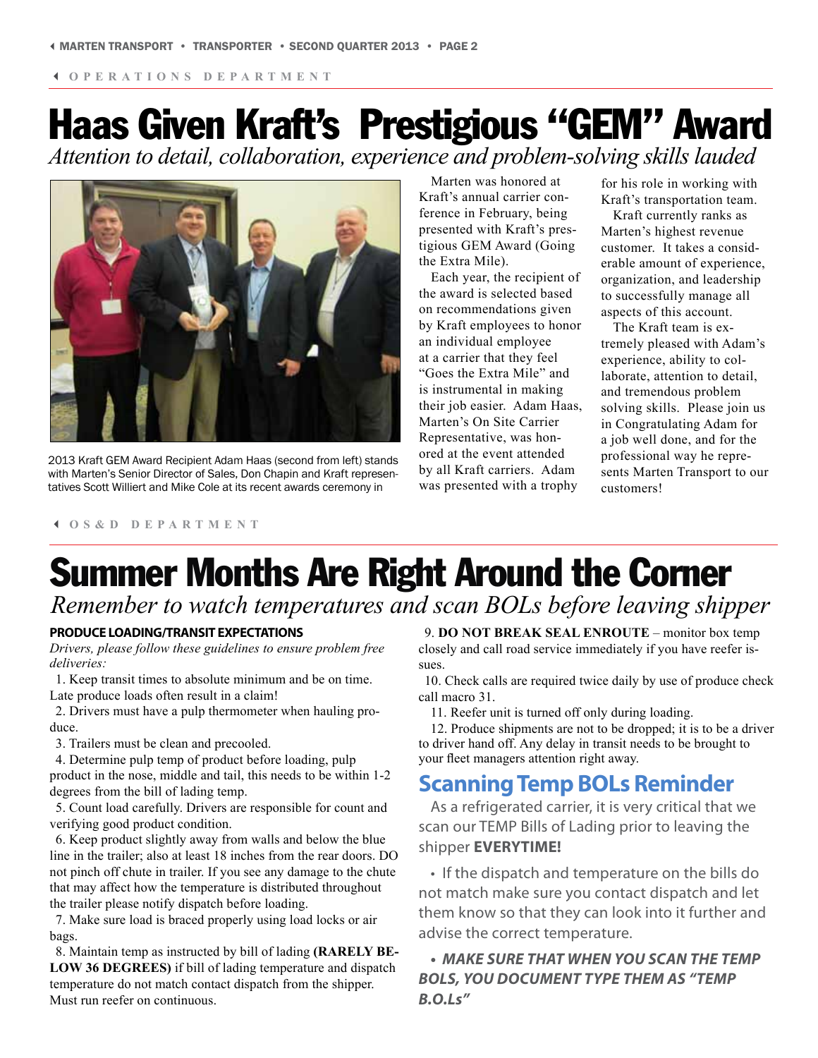OPERATIONS DEPARTMENT

# Haas Given Kraft's Prestigious "GEM" Award

*Attention to detail, collaboration, experience and problem-solving skills lauded*

2013 Kraft GEM Award Recipient Adam Haas (second from left) stands with Marten's Senior Director of Sales, Don Chapin and Kraft representatives Scott Williert and Mike Cole at its recent awards ceremony in

Marten was honored at Kraft's annual carrier conference in February, being presented with Kraft's prestigious GEM Award (Going the Extra Mile).

Each year, the recipient of the award is selected based on recommendations given by Kraft employees to honor an individual employee at a carrier that they feel "Goes the Extra Mile" and is instrumental in making their job easier. Adam Haas, Marten's On Site Carrier Representative, was honored at the event attended by all Kraft carriers. Adam was presented with a trophy for his role in working with Kraft's transportation team.

Kraft currently ranks as Marten's highest revenue customer. It takes a considerable amount of experience, organization, and leadership to successfully manage all aspects of this account.

The Kraft team is extremely pleased with Adam's experience, ability to collaborate, attention to detail, and tremendous problem solving skills. Please join us in Congratulating Adam for a job well done, and for the professional way he represents Marten Transport to our customers!

OS&D DEPARTMENT

# Summer Months Are Right Around the Corner

*Remember to watch temperatures and scan BOLs before leaving shipper*

**PRODUCE LOADING/TRANSIT EXPECTATIONS**

*Drivers, please follow these guidelines to ensure problem free deliveries:*

1. Keep transit times to absolute minimum and be on time. Late produce loads often result in a claim!
2. Drivers must have a pulp thermometer when hauling produce.
3. Trailers must be clean and precooled.
4. Determine pulp temp of product before loading, pulp product in the nose, middle and tail, this needs to be within 1-2 degrees from the bill of lading temp.
5. Count load carefully. Drivers are responsible for count and verifying good product condition.
6. Keep product slightly away from walls and below the blue line in the trailer; also at least 18 inches from the rear doors. DO not pinch off chute in trailer. If you see any damage to the chute that may affect how the temperature is distributed throughout the trailer please notify dispatch before loading.
7. Make sure load is braced properly using load locks or air bags.
8. Maintain temp as instructed by bill of lading **(RARELY BELOW 36 DEGREES)** if bill of lading temperature and dispatch temperature do not match contact dispatch from the shipper. Must run reefer on continuous.
9. **DO NOT BREAK SEAL ENROUTE** – monitor box temp closely and call road service immediately if you have reefer issues.
10. Check calls are required twice daily by use of produce check call macro 31.
11. Reefer unit is turned off only during loading.
12. Produce shipments are not to be dropped; it is to be a driver to driver hand off. Any delay in transit needs to be brought to your fleet managers attention right away.

## Scanning Temp BOLs Reminder

As a refrigerated carrier, it is very critical that we scan our TEMP Bills of Lading prior to leaving the shipper **EVERYTIME!**

- If the dispatch and temperature on the bills do not match make sure you contact dispatch and let them know so that they can look into it further and advise the correct temperature.
- ***MAKE SURE THAT WHEN YOU SCAN THE TEMP BOLS, YOU DOCUMENT TYPE THEM AS "TEMP B.O.Ls"***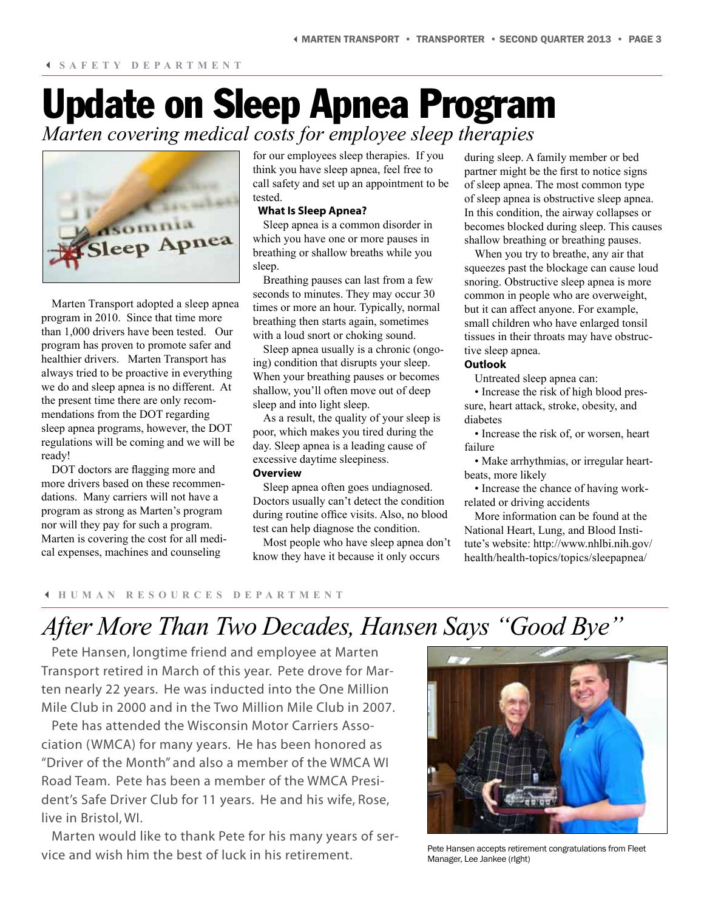SAFETY DEPARTMENT

# Update on Sleep Apnea Program

*Marten covering medical costs for employee sleep therapies*

Marten Transport adopted a sleep apnea program in 2010. Since that time more than 1,000 drivers have been tested. Our program has proven to promote safer and healthier drivers. Marten Transport has always tried to be proactive in everything we do and sleep apnea is no different. At the present time there are only recommendations from the DOT regarding sleep apnea programs, however, the DOT regulations will be coming and we will be ready!

DOT doctors are flagging more and more drivers based on these recommendations. Many carriers will not have a program as strong as Marten's program nor will they pay for such a program. Marten is covering the cost for all medical expenses, machines and counseling for our employees sleep therapies. If you think you have sleep apnea, feel free to call safety and set up an appointment to be tested.

**What Is Sleep Apnea?**

Sleep apnea is a common disorder in which you have one or more pauses in breathing or shallow breaths while you sleep.

Breathing pauses can last from a few seconds to minutes. They may occur 30 times or more an hour. Typically, normal breathing then starts again, sometimes with a loud snort or choking sound.

Sleep apnea usually is a chronic (ongoing) condition that disrupts your sleep. When your breathing pauses or becomes shallow, you'll often move out of deep sleep and into light sleep.

As a result, the quality of your sleep is poor, which makes you tired during the day. Sleep apnea is a leading cause of excessive daytime sleepiness.

**Overview**

Sleep apnea often goes undiagnosed. Doctors usually can't detect the condition during routine office visits. Also, no blood test can help diagnose the condition.

Most people who have sleep apnea don't know they have it because it only occurs during sleep. A family member or bed partner might be the first to notice signs of sleep apnea. The most common type of sleep apnea is obstructive sleep apnea. In this condition, the airway collapses or becomes blocked during sleep. This causes shallow breathing or breathing pauses.

When you try to breathe, any air that squeezes past the blockage can cause loud snoring. Obstructive sleep apnea is more common in people who are overweight, but it can affect anyone. For example, small children who have enlarged tonsil tissues in their throats may have obstructive sleep apnea.

**Outlook**

Untreated sleep apnea can:

- Increase the risk of high blood pressure, heart attack, stroke, obesity, and diabetes
- Increase the risk of, or worsen, heart failure
- Make arrhythmias, or irregular heartbeats, more likely
- Increase the chance of having work-related or driving accidents

More information can be found at the National Heart, Lung, and Blood Institute's website: http://www.nhlbi.nih.gov/health/health-topics/topics/sleepapnea/

HUMAN RESOURCES DEPARTMENT

# *After More Than Two Decades, Hansen Says "Good Bye"*

Pete Hansen, longtime friend and employee at Marten Transport retired in March of this year. Pete drove for Marten nearly 22 years. He was inducted into the One Million Mile Club in 2000 and in the Two Million Mile Club in 2007.

Pete has attended the Wisconsin Motor Carriers Association (WMCA) for many years. He has been honored as "Driver of the Month" and also a member of the WMCA WI Road Team. Pete has been a member of the WMCA President's Safe Driver Club for 11 years. He and his wife, Rose, live in Bristol, WI.

Marten would like to thank Pete for his many years of service and wish him the best of luck in his retirement.

Pete Hansen accepts retirement congratulations from Fleet Manager, Lee Jankee (rIght)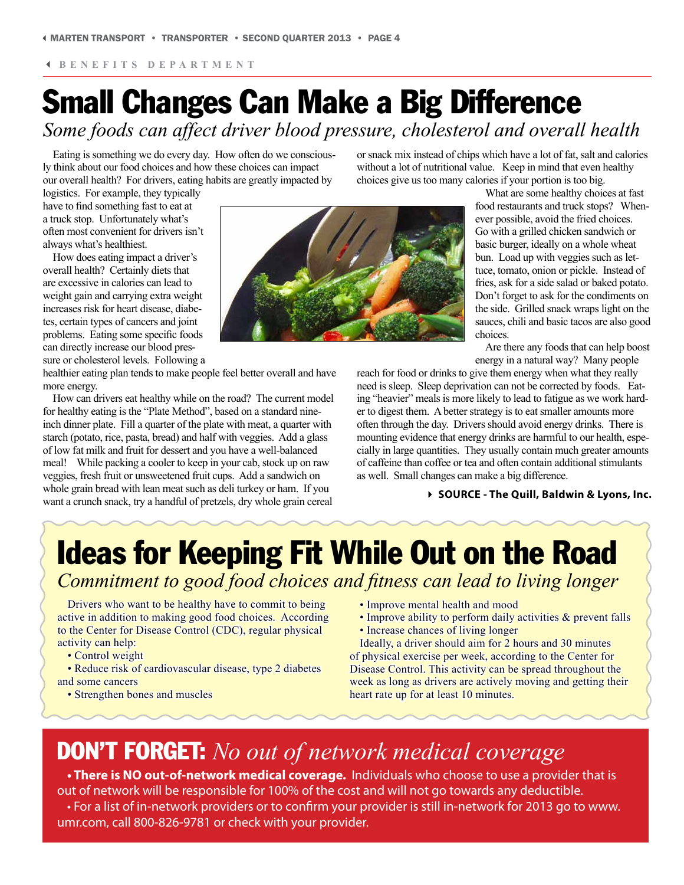BENEFITS DEPARTMENT

# Small Changes Can Make a Big Difference

*Some foods can affect driver blood pressure, cholesterol and overall health*

Eating is something we do every day. How often do we consciously think about our food choices and how these choices can impact our overall health? For drivers, eating habits are greatly impacted by logistics. For example, they typically have to find something fast to eat at a truck stop. Unfortunately what's often most convenient for drivers isn't always what's healthiest.

How does eating impact a driver's overall health? Certainly diets that are excessive in calories can lead to weight gain and carrying extra weight increases risk for heart disease, diabetes, certain types of cancers and joint problems. Eating some specific foods can directly increase our blood pressure or cholesterol levels. Following a healthier eating plan tends to make people feel better overall and have more energy.

How can drivers eat healthy while on the road? The current model for healthy eating is the "Plate Method", based on a standard nine-inch dinner plate. Fill a quarter of the plate with meat, a quarter with starch (potato, rice, pasta, bread) and half with veggies. Add a glass of low fat milk and fruit for dessert and you have a well-balanced meal! While packing a cooler to keep in your cab, stock up on raw veggies, fresh fruit or unsweetened fruit cups. Add a sandwich on whole grain bread with lean meat such as deli turkey or ham. If you want a crunch snack, try a handful of pretzels, dry whole grain cereal or snack mix instead of chips which have a lot of fat, salt and calories without a lot of nutritional value. Keep in mind that even healthy choices give us too many calories if your portion is too big.

What are some healthy choices at fast food restaurants and truck stops? Whenever possible, avoid the fried choices. Go with a grilled chicken sandwich or basic burger, ideally on a whole wheat bun. Load up with veggies such as lettuce, tomato, onion or pickle. Instead of fries, ask for a side salad or baked potato. Don't forget to ask for the condiments on the side. Grilled snack wraps light on the sauces, chili and basic tacos are also good choices.

Are there any foods that can help boost energy in a natural way? Many people reach for food or drinks to give them energy when what they really need is sleep. Sleep deprivation can not be corrected by foods. Eating "heavier" meals is more likely to lead to fatigue as we work harder to digest them. A better strategy is to eat smaller amounts more often through the day. Drivers should avoid energy drinks. There is mounting evidence that energy drinks are harmful to our health, especially in large quantities. They usually contain much greater amounts of caffeine than coffee or tea and often contain additional stimulants as well. Small changes can make a big difference.

**SOURCE - The Quill, Baldwin & Lyons, Inc.**

# Ideas for Keeping Fit While Out on the Road

*Commitment to good food choices and fitness can lead to living longer*

Drivers who want to be healthy have to commit to being active in addition to making good food choices. According to the Center for Disease Control (CDC), regular physical activity can help:

- Control weight
- Reduce risk of cardiovascular disease, type 2 diabetes and some cancers
- Strengthen bones and muscles
- Improve mental health and mood
- Improve ability to perform daily activities & prevent falls
- Increase chances of living longer

Ideally, a driver should aim for 2 hours and 30 minutes of physical exercise per week, according to the Center for Disease Control. This activity can be spread throughout the week as long as drivers are actively moving and getting their heart rate up for at least 10 minutes.

# DON'T FORGET: *No out of network medical coverage*

- **There is NO out-of-network medical coverage.** Individuals who choose to use a provider that is out of network will be responsible for 100% of the cost and will not go towards any deductible.
- For a list of in-network providers or to confirm your provider is still in-network for 2013 go to www.umr.com, call 800-826-9781 or check with your provider.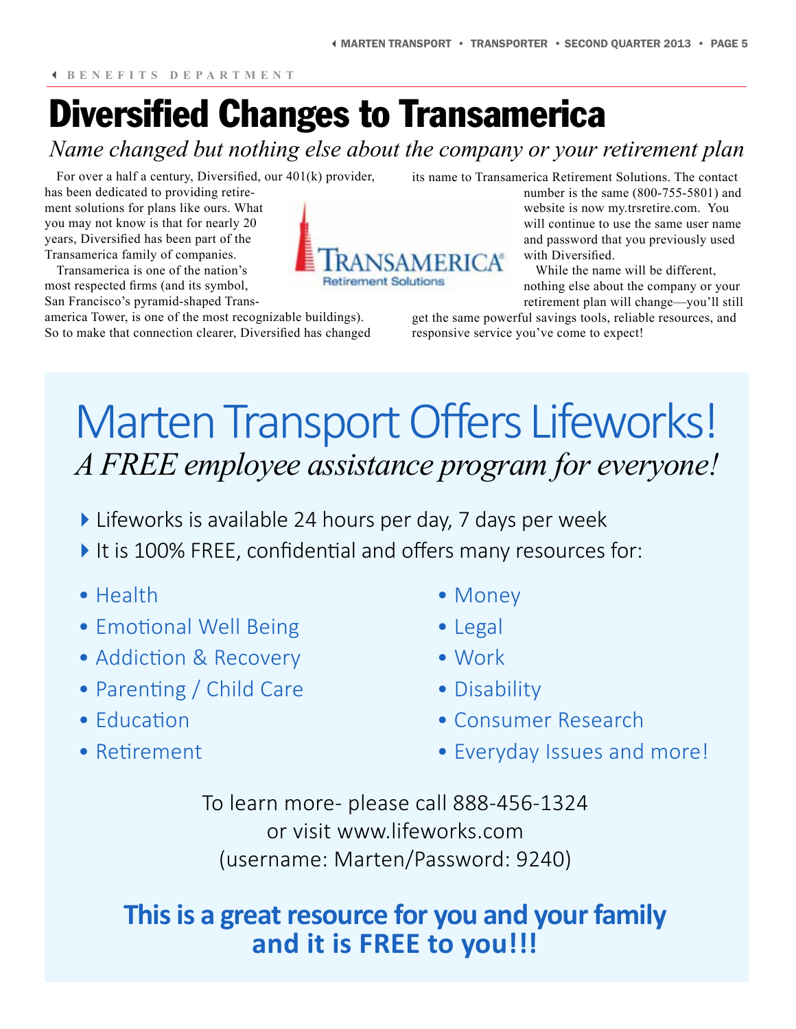BENEFITS DEPARTMENT

# Diversified Changes to Transamerica

*Name changed but nothing else about the company or your retirement plan*

For over a half a century, Diversified, our 401(k) provider, has been dedicated to providing retirement solutions for plans like ours. What you may not know is that for nearly 20 years, Diversified has been part of the Transamerica family of companies.

Transamerica is one of the nation's most respected firms (and its symbol, San Francisco's pyramid-shaped Transamerica Tower, is one of the most recognizable buildings). So to make that connection clearer, Diversified has changed its name to Transamerica Retirement Solutions. The contact number is the same (800-755-5801) and website is now my.trsretire.com. You will continue to use the same user name and password that you previously used with Diversified.

While the name will be different, nothing else about the company or your retirement plan will change—you'll still get the same powerful savings tools, reliable resources, and responsive service you've come to expect!

# Marten Transport Offers Lifeworks!

*A FREE employee assistance program for everyone!*

- Lifeworks is available 24 hours per day, 7 days per week
- It is 100% FREE, confidential and offers many resources for:

- Health
- Emotional Well Being
- Addiction & Recovery
- Parenting / Child Care
- Education
- Retirement
- Money
- Legal
- Work
- Disability
- Consumer Research
- Everyday Issues and more!

To learn more- please call 888-456-1324
or visit www.lifeworks.com
(username: Marten/Password: 9240)

**This is a great resource for you and your family and it is FREE to you!!!**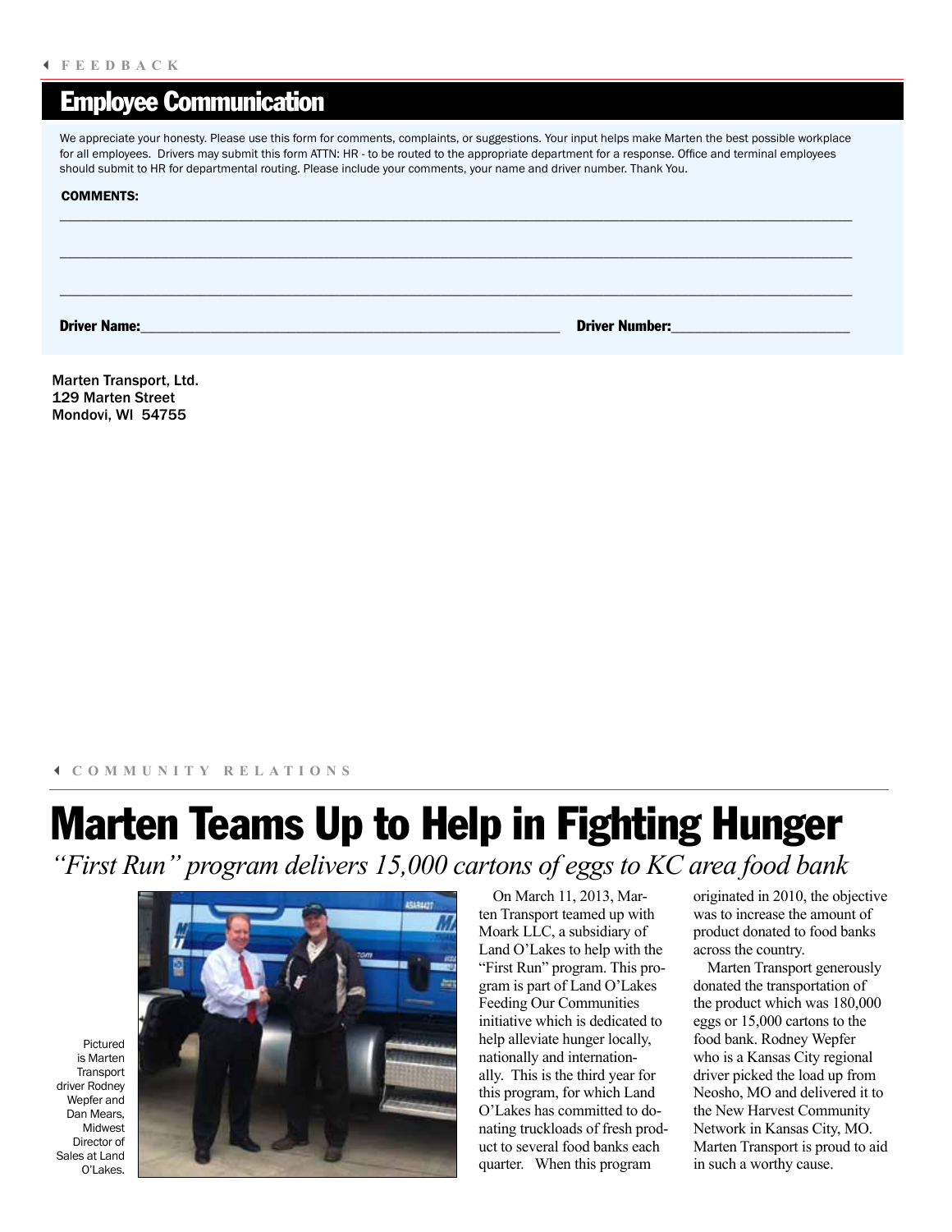FEEDBACK

## Employee Communication

We appreciate your honesty. Please use this form for comments, complaints, or suggestions. Your input helps make Marten the best possible workplace for all employees. Drivers may submit this form ATTN: HR - to be routed to the appropriate department for a response. Office and terminal employees should submit to HR for departmental routing. Please include your comments, your name and driver number. Thank You.

**COMMENTS:**

___________________________________________________________________________

___________________________________________________________________________

___________________________________________________________________________

**Driver Name:**______________________________ **Driver Number:**______________

Marten Transport, Ltd.
129 Marten Street
Mondovi, WI 54755

COMMUNITY RELATIONS

# Marten Teams Up to Help in Fighting Hunger

*"First Run" program delivers 15,000 cartons of eggs to KC area food bank*

Pictured is Marten Transport driver Rodney Wepfer and Dan Mears, Midwest Director of Sales at Land O'Lakes.

On March 11, 2013, Marten Transport teamed up with Moark LLC, a subsidiary of Land O'Lakes to help with the "First Run" program. This program is part of Land O'Lakes Feeding Our Communities initiative which is dedicated to help alleviate hunger locally, nationally and internationally. This is the third year for this program, for which Land O'Lakes has committed to donating truckloads of fresh product to several food banks each quarter. When this program originated in 2010, the objective was to increase the amount of product donated to food banks across the country.

Marten Transport generously donated the transportation of the product which was 180,000 eggs or 15,000 cartons to the food bank. Rodney Wepfer who is a Kansas City regional driver picked the load up from Neosho, MO and delivered it to the New Harvest Community Network in Kansas City, MO. Marten Transport is proud to aid in such a worthy cause.